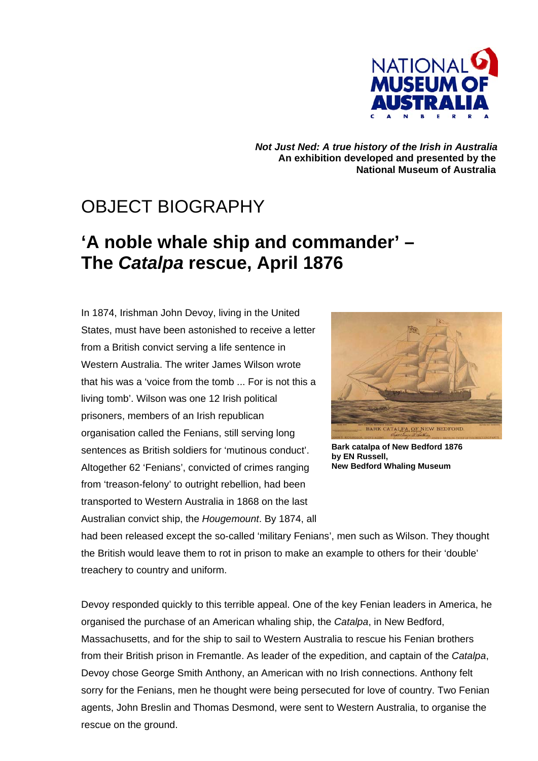*Not Just Ned: A true history of the Irish in Australia*
**An exhibition developed and presented by the National Museum of Australia**

# OBJECT BIOGRAPHY

## 'A noble whale ship and commander' – The *Catalpa* rescue, April 1876

In 1874, Irishman John Devoy, living in the United States, must have been astonished to receive a letter from a British convict serving a life sentence in Western Australia. The writer James Wilson wrote that his was a 'voice from the tomb ... For is not this a living tomb'. Wilson was one 12 Irish political prisoners, members of an Irish republican organisation called the Fenians, still serving long sentences as British soldiers for 'mutinous conduct'. Altogether 62 'Fenians', convicted of crimes ranging from 'treason-felony' to outright rebellion, had been transported to Western Australia in 1868 on the last Australian convict ship, the *Hougemount*. By 1874, all had been released except the so-called 'military Fenians', men such as Wilson. They thought the British would leave them to rot in prison to make an example to others for their 'double' treachery to country and uniform.

**Bark catalpa of New Bedford 1876 by EN Russell, New Bedford Whaling Museum**

Devoy responded quickly to this terrible appeal. One of the key Fenian leaders in America, he organised the purchase of an American whaling ship, the *Catalpa*, in New Bedford, Massachusetts, and for the ship to sail to Western Australia to rescue his Fenian brothers from their British prison in Fremantle. As leader of the expedition, and captain of the *Catalpa*, Devoy chose George Smith Anthony, an American with no Irish connections. Anthony felt sorry for the Fenians, men he thought were being persecuted for love of country. Two Fenian agents, John Breslin and Thomas Desmond, were sent to Western Australia, to organise the rescue on the ground.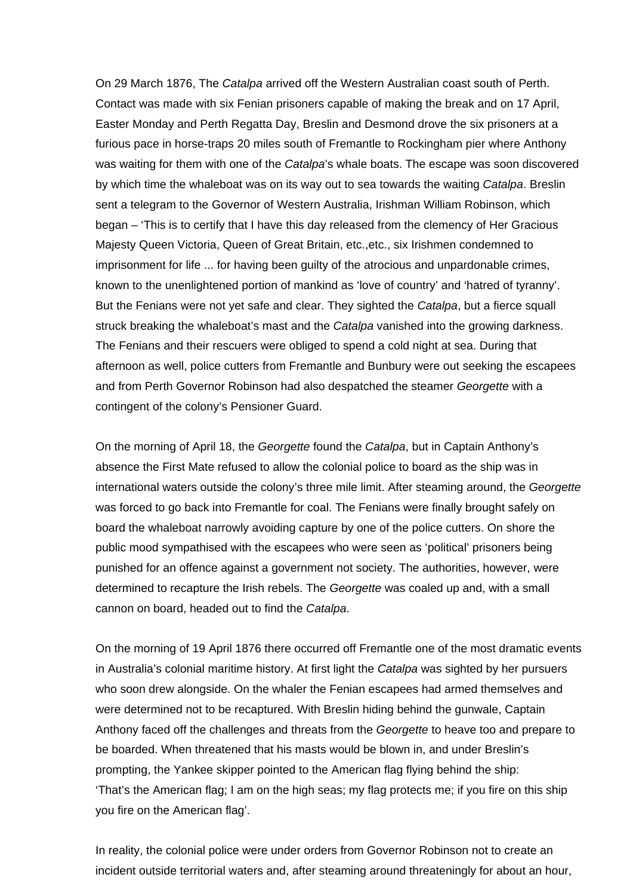On 29 March 1876, The *Catalpa* arrived off the Western Australian coast south of Perth. Contact was made with six Fenian prisoners capable of making the break and on 17 April, Easter Monday and Perth Regatta Day, Breslin and Desmond drove the six prisoners at a furious pace in horse-traps 20 miles south of Fremantle to Rockingham pier where Anthony was waiting for them with one of the *Catalpa*'s whale boats. The escape was soon discovered by which time the whaleboat was on its way out to sea towards the waiting *Catalpa*. Breslin sent a telegram to the Governor of Western Australia, Irishman William Robinson, which began – 'This is to certify that I have this day released from the clemency of Her Gracious Majesty Queen Victoria, Queen of Great Britain, etc.,etc., six Irishmen condemned to imprisonment for life ... for having been guilty of the atrocious and unpardonable crimes, known to the unenlightened portion of mankind as 'love of country' and 'hatred of tyranny'. But the Fenians were not yet safe and clear. They sighted the *Catalpa*, but a fierce squall struck breaking the whaleboat's mast and the *Catalpa* vanished into the growing darkness. The Fenians and their rescuers were obliged to spend a cold night at sea. During that afternoon as well, police cutters from Fremantle and Bunbury were out seeking the escapees and from Perth Governor Robinson had also despatched the steamer *Georgette* with a contingent of the colony's Pensioner Guard.

On the morning of April 18, the *Georgette* found the *Catalpa*, but in Captain Anthony's absence the First Mate refused to allow the colonial police to board as the ship was in international waters outside the colony's three mile limit. After steaming around, the *Georgette* was forced to go back into Fremantle for coal. The Fenians were finally brought safely on board the whaleboat narrowly avoiding capture by one of the police cutters. On shore the public mood sympathised with the escapees who were seen as 'political' prisoners being punished for an offence against a government not society. The authorities, however, were determined to recapture the Irish rebels. The *Georgette* was coaled up and, with a small cannon on board, headed out to find the *Catalpa*.

On the morning of 19 April 1876 there occurred off Fremantle one of the most dramatic events in Australia's colonial maritime history. At first light the *Catalpa* was sighted by her pursuers who soon drew alongside. On the whaler the Fenian escapees had armed themselves and were determined not to be recaptured. With Breslin hiding behind the gunwale, Captain Anthony faced off the challenges and threats from the *Georgette* to heave too and prepare to be boarded. When threatened that his masts would be blown in, and under Breslin's prompting, the Yankee skipper pointed to the American flag flying behind the ship: 'That's the American flag; I am on the high seas; my flag protects me; if you fire on this ship you fire on the American flag'.

In reality, the colonial police were under orders from Governor Robinson not to create an incident outside territorial waters and, after steaming around threateningly for about an hour,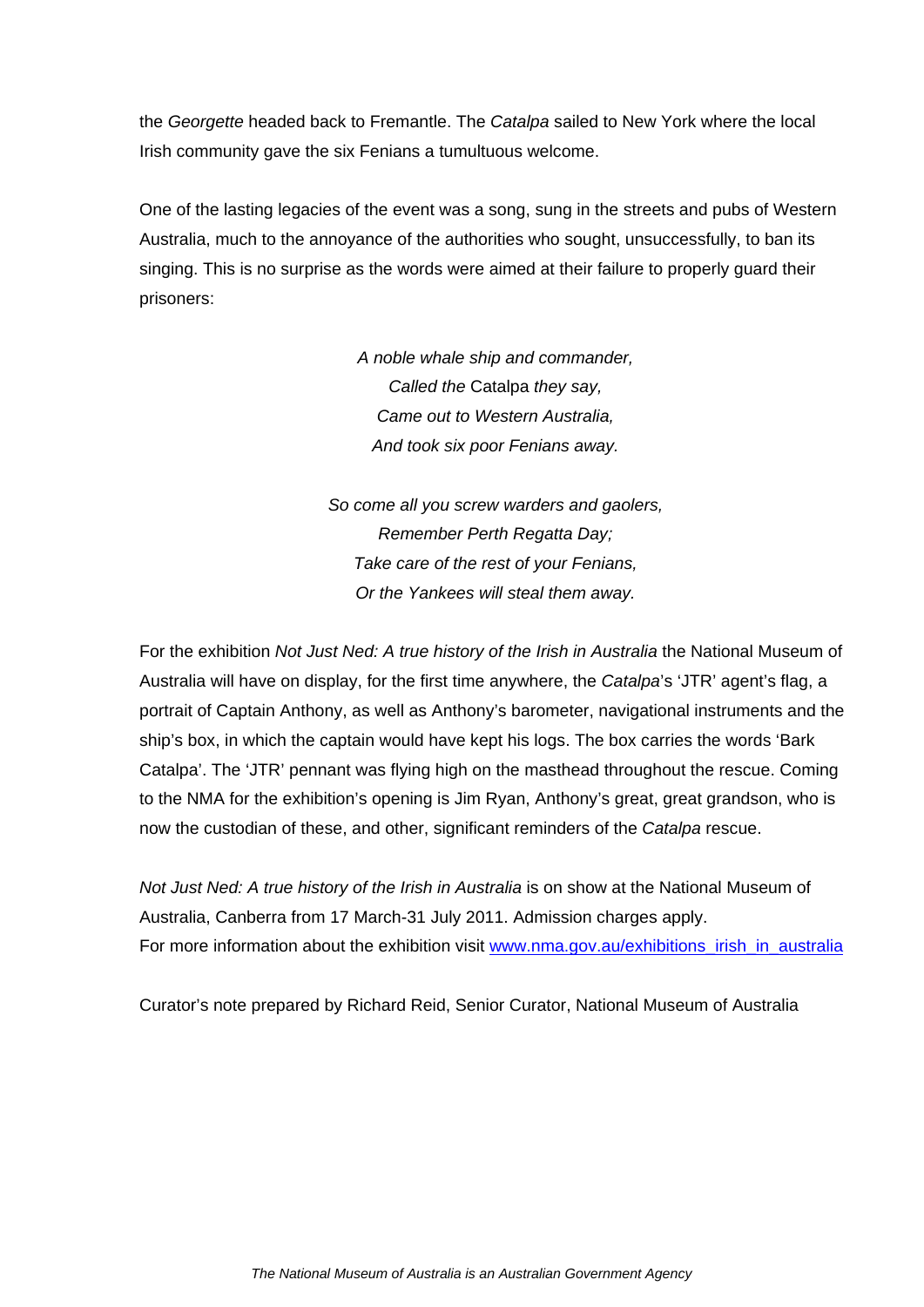the *Georgette* headed back to Fremantle. The *Catalpa* sailed to New York where the local Irish community gave the six Fenians a tumultuous welcome.

One of the lasting legacies of the event was a song, sung in the streets and pubs of Western Australia, much to the annoyance of the authorities who sought, unsuccessfully, to ban its singing. This is no surprise as the words were aimed at their failure to properly guard their prisoners:

*A noble whale ship and commander,*  
*Called the* Catalpa *they say,*  
*Came out to Western Australia,*  
*And took six poor Fenians away.*

*So come all you screw warders and gaolers,*  
*Remember Perth Regatta Day;*  
*Take care of the rest of your Fenians,*  
*Or the Yankees will steal them away.*

For the exhibition *Not Just Ned: A true history of the Irish in Australia* the National Museum of Australia will have on display, for the first time anywhere, the *Catalpa*'s 'JTR' agent's flag, a portrait of Captain Anthony, as well as Anthony's barometer, navigational instruments and the ship's box, in which the captain would have kept his logs. The box carries the words 'Bark Catalpa'. The 'JTR' pennant was flying high on the masthead throughout the rescue. Coming to the NMA for the exhibition's opening is Jim Ryan, Anthony's great, great grandson, who is now the custodian of these, and other, significant reminders of the *Catalpa* rescue.

*Not Just Ned: A true history of the Irish in Australia* is on show at the National Museum of Australia, Canberra from 17 March-31 July 2011. Admission charges apply.  
For more information about the exhibition visit [www.nma.gov.au/exhibitions_irish_in_australia](http://www.nma.gov.au/exhibitions_irish_in_australia)

Curator's note prepared by Richard Reid, Senior Curator, National Museum of Australia